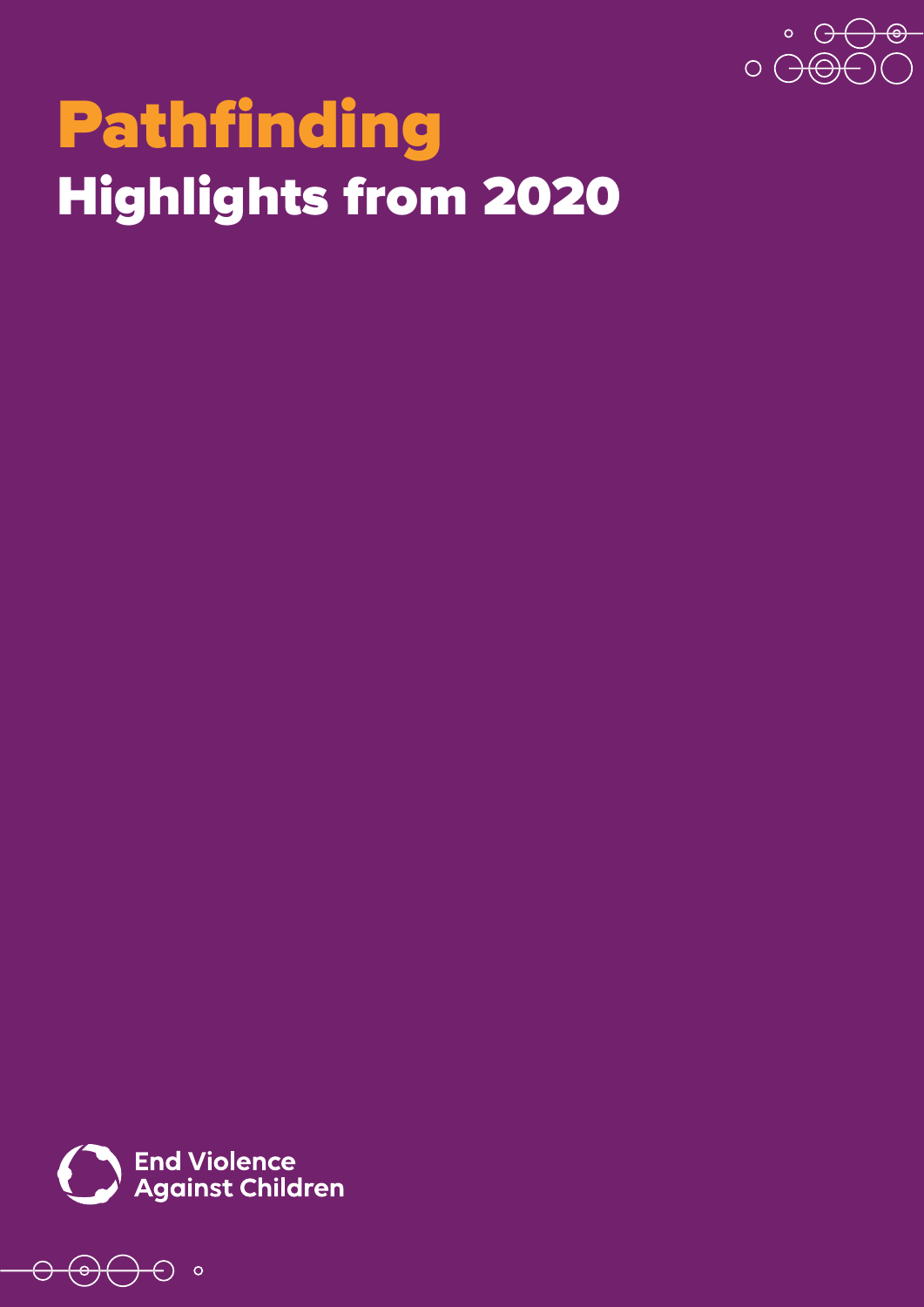# Pathfinding

## Highlights from 2020

End Violence Against Children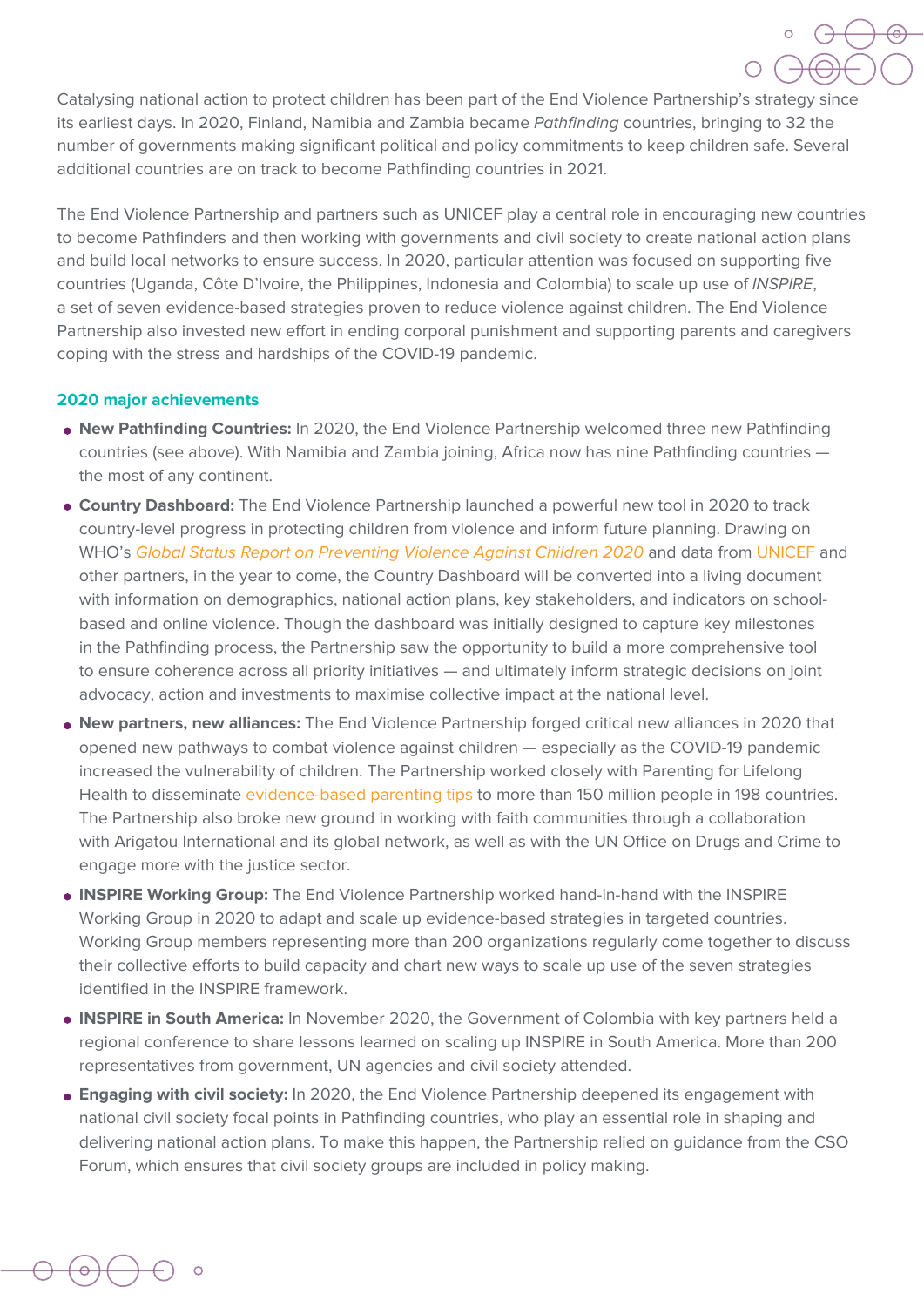Catalysing national action to protect children has been part of the End Violence Partnership's strategy since its earliest days. In 2020, Finland, Namibia and Zambia became *Pathfinding* countries, bringing to 32 the number of governments making significant political and policy commitments to keep children safe. Several additional countries are on track to become Pathfinding countries in 2021.

The End Violence Partnership and partners such as UNICEF play a central role in encouraging new countries to become Pathfinders and then working with governments and civil society to create national action plans and build local networks to ensure success. In 2020, particular attention was focused on supporting five countries (Uganda, Côte D'Ivoire, the Philippines, Indonesia and Colombia) to scale up use of *INSPIRE*, a set of seven evidence-based strategies proven to reduce violence against children. The End Violence Partnership also invested new effort in ending corporal punishment and supporting parents and caregivers coping with the stress and hardships of the COVID-19 pandemic.

### 2020 major achievements

- **New Pathfinding Countries:** In 2020, the End Violence Partnership welcomed three new Pathfinding countries (see above). With Namibia and Zambia joining, Africa now has nine Pathfinding countries — the most of any continent.
- **Country Dashboard:** The End Violence Partnership launched a powerful new tool in 2020 to track country-level progress in protecting children from violence and inform future planning. Drawing on WHO's *Global Status Report on Preventing Violence Against Children 2020* and data from UNICEF and other partners, in the year to come, the Country Dashboard will be converted into a living document with information on demographics, national action plans, key stakeholders, and indicators on school-based and online violence. Though the dashboard was initially designed to capture key milestones in the Pathfinding process, the Partnership saw the opportunity to build a more comprehensive tool to ensure coherence across all priority initiatives — and ultimately inform strategic decisions on joint advocacy, action and investments to maximise collective impact at the national level.
- **New partners, new alliances:** The End Violence Partnership forged critical new alliances in 2020 that opened new pathways to combat violence against children — especially as the COVID-19 pandemic increased the vulnerability of children. The Partnership worked closely with Parenting for Lifelong Health to disseminate evidence-based parenting tips to more than 150 million people in 198 countries. The Partnership also broke new ground in working with faith communities through a collaboration with Arigatou International and its global network, as well as with the UN Office on Drugs and Crime to engage more with the justice sector.
- **INSPIRE Working Group:** The End Violence Partnership worked hand-in-hand with the INSPIRE Working Group in 2020 to adapt and scale up evidence-based strategies in targeted countries. Working Group members representing more than 200 organizations regularly come together to discuss their collective efforts to build capacity and chart new ways to scale up use of the seven strategies identified in the INSPIRE framework.
- **INSPIRE in South America:** In November 2020, the Government of Colombia with key partners held a regional conference to share lessons learned on scaling up INSPIRE in South America. More than 200 representatives from government, UN agencies and civil society attended.
- **Engaging with civil society:** In 2020, the End Violence Partnership deepened its engagement with national civil society focal points in Pathfinding countries, who play an essential role in shaping and delivering national action plans. To make this happen, the Partnership relied on guidance from the CSO Forum, which ensures that civil society groups are included in policy making.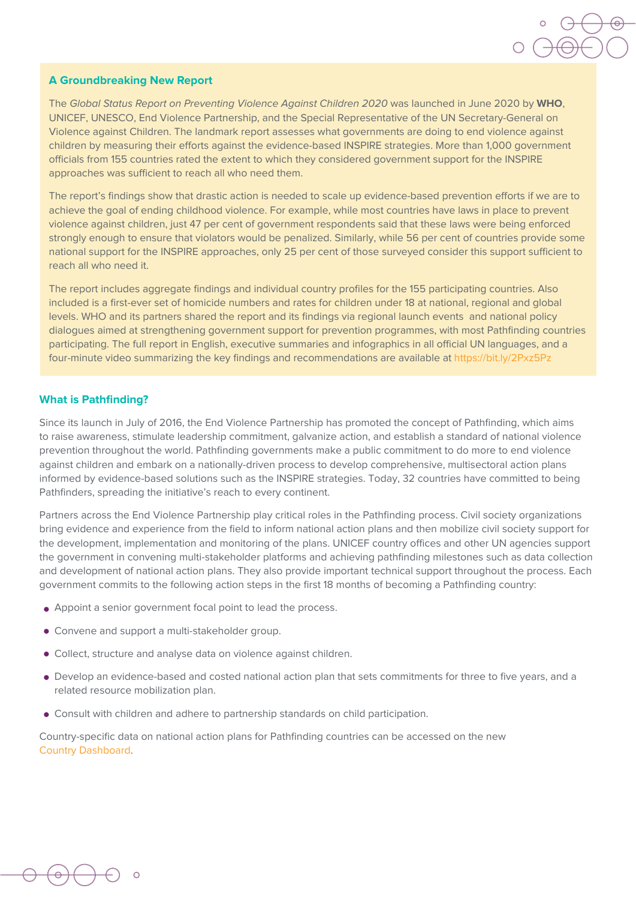## A Groundbreaking New Report

The *Global Status Report on Preventing Violence Against Children 2020* was launched in June 2020 by **WHO**, UNICEF, UNESCO, End Violence Partnership, and the Special Representative of the UN Secretary-General on Violence against Children. The landmark report assesses what governments are doing to end violence against children by measuring their efforts against the evidence-based INSPIRE strategies. More than 1,000 government officials from 155 countries rated the extent to which they considered government support for the INSPIRE approaches was sufficient to reach all who need them.

The report's findings show that drastic action is needed to scale up evidence-based prevention efforts if we are to achieve the goal of ending childhood violence. For example, while most countries have laws in place to prevent violence against children, just 47 per cent of government respondents said that these laws were being enforced strongly enough to ensure that violators would be penalized. Similarly, while 56 per cent of countries provide some national support for the INSPIRE approaches, only 25 per cent of those surveyed consider this support sufficient to reach all who need it.

The report includes aggregate findings and individual country profiles for the 155 participating countries. Also included is a first-ever set of homicide numbers and rates for children under 18 at national, regional and global levels. WHO and its partners shared the report and its findings via regional launch events and national policy dialogues aimed at strengthening government support for prevention programmes, with most Pathfinding countries participating. The full report in English, executive summaries and infographics in all official UN languages, and a four-minute video summarizing the key findings and recommendations are available at https://bit.ly/2Pxz5Pz

## What is Pathfinding?

Since its launch in July of 2016, the End Violence Partnership has promoted the concept of Pathfinding, which aims to raise awareness, stimulate leadership commitment, galvanize action, and establish a standard of national violence prevention throughout the world. Pathfinding governments make a public commitment to do more to end violence against children and embark on a nationally-driven process to develop comprehensive, multisectoral action plans informed by evidence-based solutions such as the INSPIRE strategies. Today, 32 countries have committed to being Pathfinders, spreading the initiative's reach to every continent.

Partners across the End Violence Partnership play critical roles in the Pathfinding process. Civil society organizations bring evidence and experience from the field to inform national action plans and then mobilize civil society support for the development, implementation and monitoring of the plans. UNICEF country offices and other UN agencies support the government in convening multi-stakeholder platforms and achieving pathfinding milestones such as data collection and development of national action plans. They also provide important technical support throughout the process. Each government commits to the following action steps in the first 18 months of becoming a Pathfinding country:

- Appoint a senior government focal point to lead the process.
- Convene and support a multi-stakeholder group.
- Collect, structure and analyse data on violence against children.
- Develop an evidence-based and costed national action plan that sets commitments for three to five years, and a related resource mobilization plan.
- Consult with children and adhere to partnership standards on child participation.

Country-specific data on national action plans for Pathfinding countries can be accessed on the new Country Dashboard.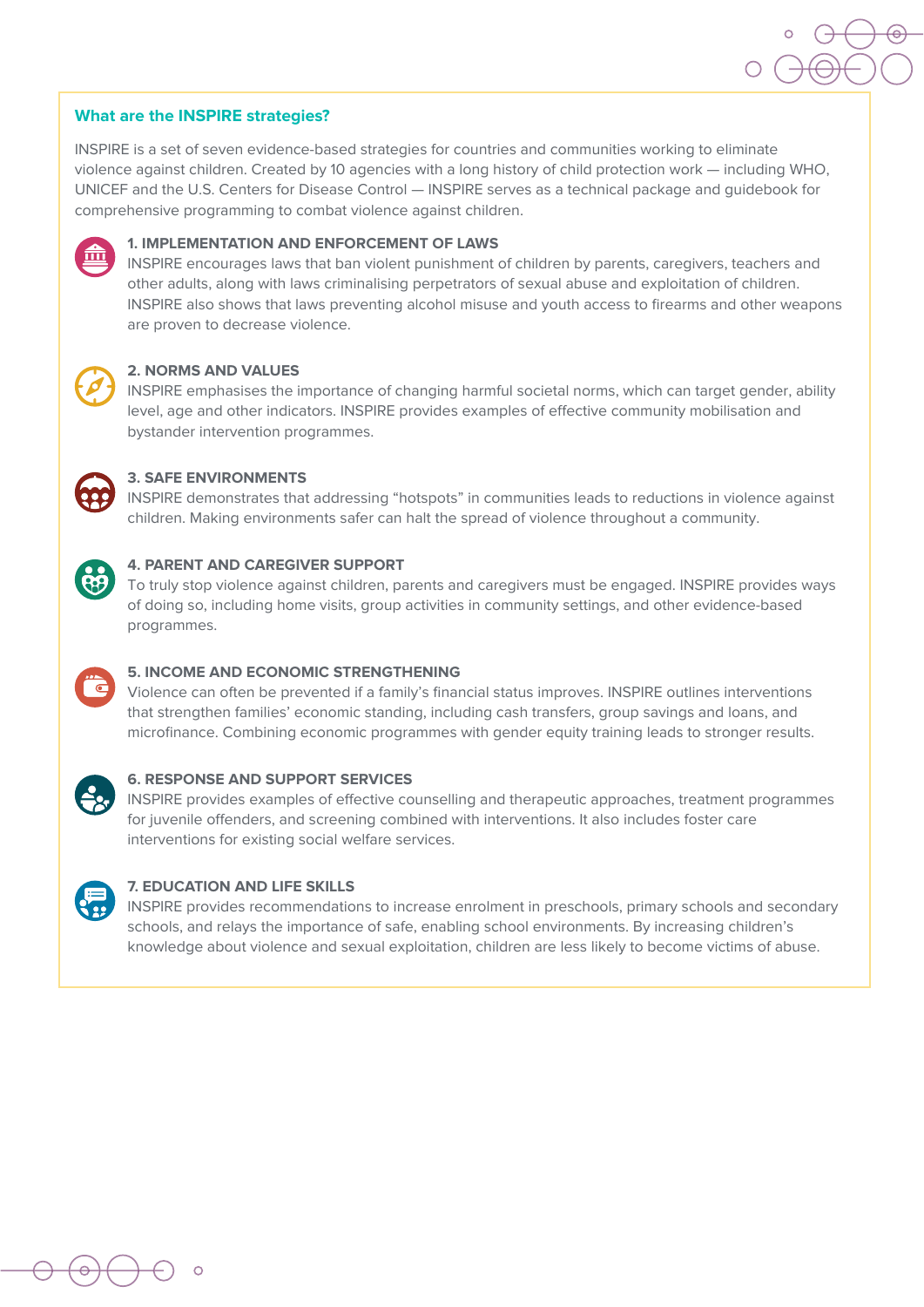## What are the INSPIRE strategies?

INSPIRE is a set of seven evidence-based strategies for countries and communities working to eliminate violence against children. Created by 10 agencies with a long history of child protection work — including WHO, UNICEF and the U.S. Centers for Disease Control — INSPIRE serves as a technical package and guidebook for comprehensive programming to combat violence against children.

### 1. IMPLEMENTATION AND ENFORCEMENT OF LAWS

INSPIRE encourages laws that ban violent punishment of children by parents, caregivers, teachers and other adults, along with laws criminalising perpetrators of sexual abuse and exploitation of children. INSPIRE also shows that laws preventing alcohol misuse and youth access to firearms and other weapons are proven to decrease violence.

### 2. NORMS AND VALUES

INSPIRE emphasises the importance of changing harmful societal norms, which can target gender, ability level, age and other indicators. INSPIRE provides examples of effective community mobilisation and bystander intervention programmes.

### 3. SAFE ENVIRONMENTS

INSPIRE demonstrates that addressing "hotspots" in communities leads to reductions in violence against children. Making environments safer can halt the spread of violence throughout a community.

### 4. PARENT AND CAREGIVER SUPPORT

To truly stop violence against children, parents and caregivers must be engaged. INSPIRE provides ways of doing so, including home visits, group activities in community settings, and other evidence-based programmes.

### 5. INCOME AND ECONOMIC STRENGTHENING

Violence can often be prevented if a family's financial status improves. INSPIRE outlines interventions that strengthen families' economic standing, including cash transfers, group savings and loans, and microfinance. Combining economic programmes with gender equity training leads to stronger results.

### 6. RESPONSE AND SUPPORT SERVICES

INSPIRE provides examples of effective counselling and therapeutic approaches, treatment programmes for juvenile offenders, and screening combined with interventions. It also includes foster care interventions for existing social welfare services.

### 7. EDUCATION AND LIFE SKILLS

INSPIRE provides recommendations to increase enrolment in preschools, primary schools and secondary schools, and relays the importance of safe, enabling school environments. By increasing children's knowledge about violence and sexual exploitation, children are less likely to become victims of abuse.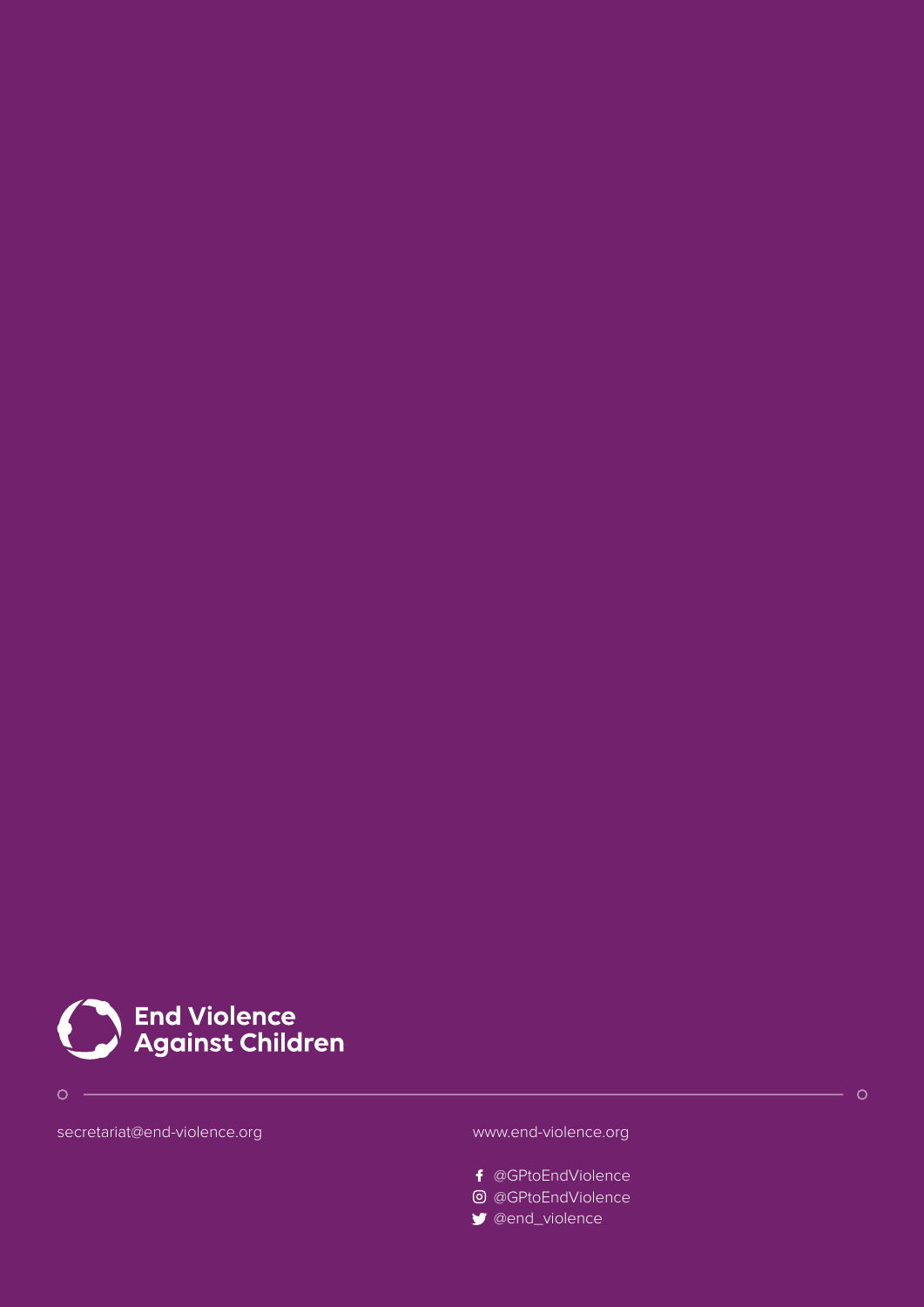**End Violence Against Children**

secretariat@end-violence.org

www.end-violence.org

@GPtoEndViolence
@GPtoEndViolence
@end_violence